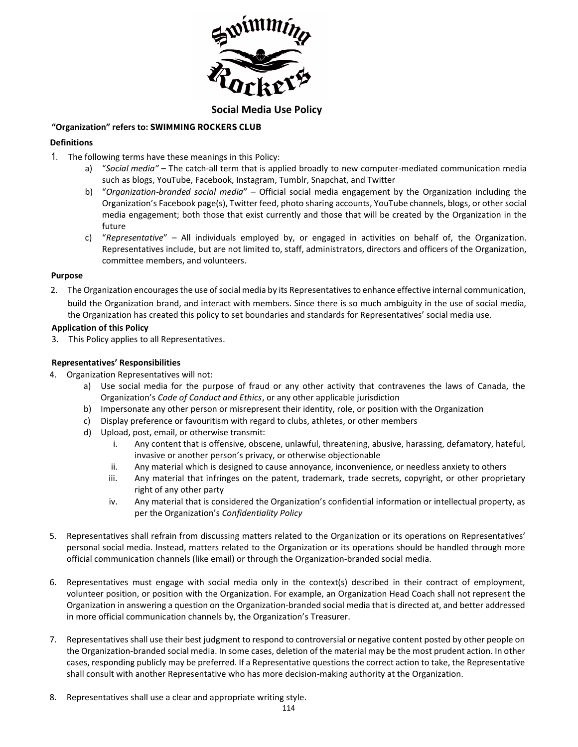# Social Media Use Policy

**"Organization" refers to: SWIMMING ROCKERS CLUB**

**Definitions**

1. The following terms have these meanings in this Policy:
   a) "*Social media"* – The catch-all term that is applied broadly to new computer-mediated communication media such as blogs, YouTube, Facebook, Instagram, Tumblr, Snapchat, and Twitter
   b) "*Organization-branded social media*" – Official social media engagement by the Organization including the Organization's Facebook page(s), Twitter feed, photo sharing accounts, YouTube channels, blogs, or other social media engagement; both those that exist currently and those that will be created by the Organization in the future
   c) "*Representative*" – All individuals employed by, or engaged in activities on behalf of, the Organization. Representatives include, but are not limited to, staff, administrators, directors and officers of the Organization, committee members, and volunteers.

**Purpose**

2. The Organization encourages the use of social media by its Representatives to enhance effective internal communication, build the Organization brand, and interact with members. Since there is so much ambiguity in the use of social media, the Organization has created this policy to set boundaries and standards for Representatives' social media use.

**Application of this Policy**

3. This Policy applies to all Representatives.

**Representatives' Responsibilities**

4. Organization Representatives will not:
   a) Use social media for the purpose of fraud or any other activity that contravenes the laws of Canada, the Organization's *Code of Conduct and Ethics*, or any other applicable jurisdiction
   b) Impersonate any other person or misrepresent their identity, role, or position with the Organization
   c) Display preference or favouritism with regard to clubs, athletes, or other members
   d) Upload, post, email, or otherwise transmit:
      i. Any content that is offensive, obscene, unlawful, threatening, abusive, harassing, defamatory, hateful, invasive or another person's privacy, or otherwise objectionable
      ii. Any material which is designed to cause annoyance, inconvenience, or needless anxiety to others
      iii. Any material that infringes on the patent, trademark, trade secrets, copyright, or other proprietary right of any other party
      iv. Any material that is considered the Organization's confidential information or intellectual property, as per the Organization's *Confidentiality Policy*

5. Representatives shall refrain from discussing matters related to the Organization or its operations on Representatives' personal social media. Instead, matters related to the Organization or its operations should be handled through more official communication channels (like email) or through the Organization-branded social media.

6. Representatives must engage with social media only in the context(s) described in their contract of employment, volunteer position, or position with the Organization. For example, an Organization Head Coach shall not represent the Organization in answering a question on the Organization-branded social media that is directed at, and better addressed in more official communication channels by, the Organization's Treasurer.

7. Representatives shall use their best judgment to respond to controversial or negative content posted by other people on the Organization-branded social media. In some cases, deletion of the material may be the most prudent action. In other cases, responding publicly may be preferred. If a Representative questions the correct action to take, the Representative shall consult with another Representative who has more decision-making authority at the Organization.

8. Representatives shall use a clear and appropriate writing style.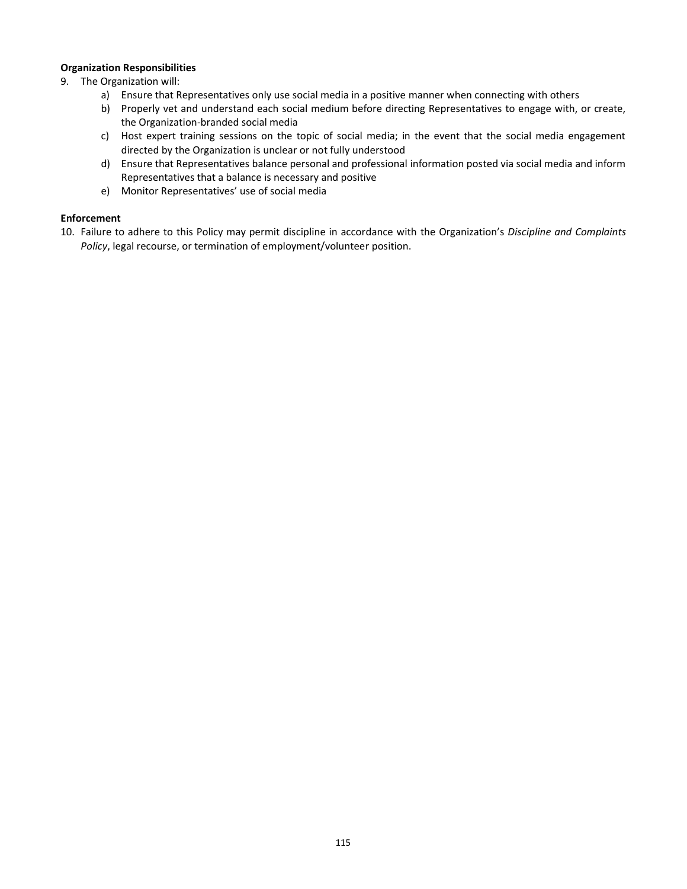**Organization Responsibilities**

9. The Organization will:
   a) Ensure that Representatives only use social media in a positive manner when connecting with others
   b) Properly vet and understand each social medium before directing Representatives to engage with, or create, the Organization-branded social media
   c) Host expert training sessions on the topic of social media; in the event that the social media engagement directed by the Organization is unclear or not fully understood
   d) Ensure that Representatives balance personal and professional information posted via social media and inform Representatives that a balance is necessary and positive
   e) Monitor Representatives' use of social media

**Enforcement**

10. Failure to adhere to this Policy may permit discipline in accordance with the Organization's *Discipline and Complaints Policy*, legal recourse, or termination of employment/volunteer position.